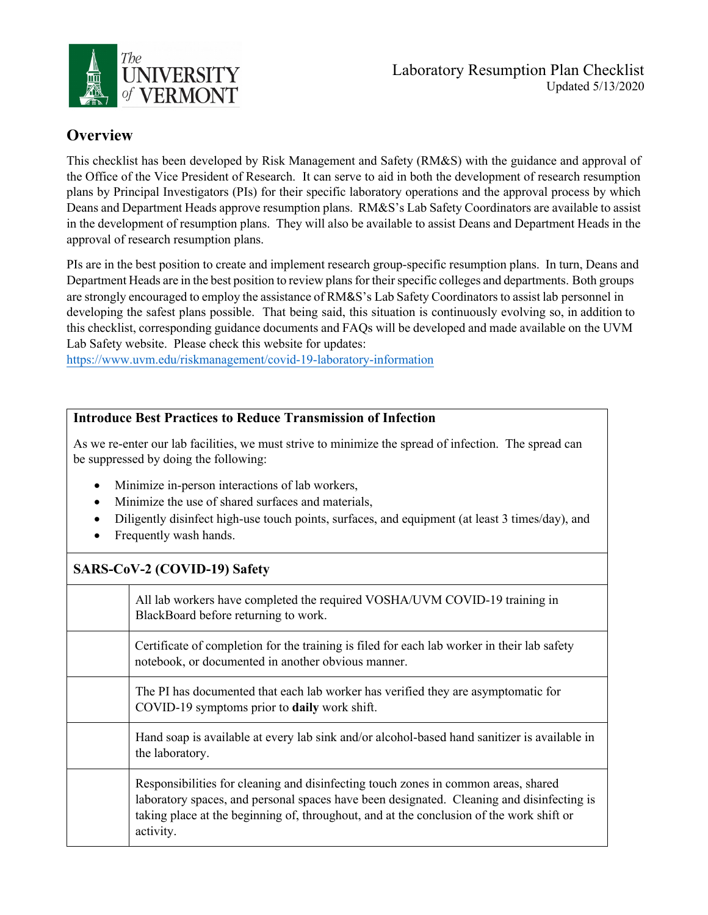# Laboratory Resumption Plan Checklist

Updated 5/13/2020

## Overview

This checklist has been developed by Risk Management and Safety (RM&S) with the guidance and approval of the Office of the Vice President of Research. It can serve to aid in both the development of research resumption plans by Principal Investigators (PIs) for their specific laboratory operations and the approval process by which Deans and Department Heads approve resumption plans. RM&S's Lab Safety Coordinators are available to assist in the development of resumption plans. They will also be available to assist Deans and Department Heads in the approval of research resumption plans.

PIs are in the best position to create and implement research group-specific resumption plans. In turn, Deans and Department Heads are in the best position to review plans for their specific colleges and departments. Both groups are strongly encouraged to employ the assistance of RM&S's Lab Safety Coordinators to assist lab personnel in developing the safest plans possible. That being said, this situation is continuously evolving so, in addition to this checklist, corresponding guidance documents and FAQs will be developed and made available on the UVM Lab Safety website. Please check this website for updates:
https://www.uvm.edu/riskmanagement/covid-19-laboratory-information

**Introduce Best Practices to Reduce Transmission of Infection**

As we re-enter our lab facilities, we must strive to minimize the spread of infection. The spread can be suppressed by doing the following:

- Minimize in-person interactions of lab workers,
- Minimize the use of shared surfaces and materials,
- Diligently disinfect high-use touch points, surfaces, and equipment (at least 3 times/day), and
- Frequently wash hands.

| **SARS-CoV-2 (COVID-19) Safety** | |
|---|---|
| | All lab workers have completed the required VOSHA/UVM COVID-19 training in BlackBoard before returning to work. |
| | Certificate of completion for the training is filed for each lab worker in their lab safety notebook, or documented in another obvious manner. |
| | The PI has documented that each lab worker has verified they are asymptomatic for COVID-19 symptoms prior to **daily** work shift. |
| | Hand soap is available at every lab sink and/or alcohol-based hand sanitizer is available in the laboratory. |
| | Responsibilities for cleaning and disinfecting touch zones in common areas, shared laboratory spaces, and personal spaces have been designated. Cleaning and disinfecting is taking place at the beginning of, throughout, and at the conclusion of the work shift or activity. |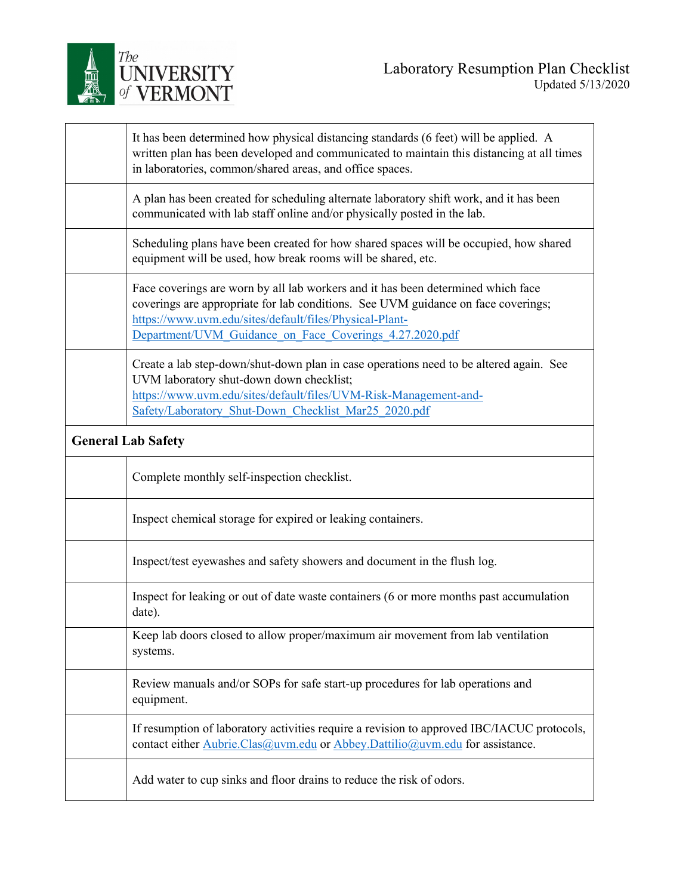| | |
|---|---|
| | It has been determined how physical distancing standards (6 feet) will be applied. A written plan has been developed and communicated to maintain this distancing at all times in laboratories, common/shared areas, and office spaces. |
| | A plan has been created for scheduling alternate laboratory shift work, and it has been communicated with lab staff online and/or physically posted in the lab. |
| | Scheduling plans have been created for how shared spaces will be occupied, how shared equipment will be used, how break rooms will be shared, etc. |
| | Face coverings are worn by all lab workers and it has been determined which face coverings are appropriate for lab conditions. See UVM guidance on face coverings; [https://www.uvm.edu/sites/default/files/Physical-Plant-Department/UVM_Guidance_on_Face_Coverings_4.27.2020.pdf](https://www.uvm.edu/sites/default/files/Physical-Plant-Department/UVM_Guidance_on_Face_Coverings_4.27.2020.pdf) |
| | Create a lab step-down/shut-down plan in case operations need to be altered again. See UVM laboratory shut-down down checklist; [https://www.uvm.edu/sites/default/files/UVM-Risk-Management-and-Safety/Laboratory_Shut-Down_Checklist_Mar25_2020.pdf](https://www.uvm.edu/sites/default/files/UVM-Risk-Management-and-Safety/Laboratory_Shut-Down_Checklist_Mar25_2020.pdf) |
| **General Lab Safety** | |
| | Complete monthly self-inspection checklist. |
| | Inspect chemical storage for expired or leaking containers. |
| | Inspect/test eyewashes and safety showers and document in the flush log. |
| | Inspect for leaking or out of date waste containers (6 or more months past accumulation date). |
| | Keep lab doors closed to allow proper/maximum air movement from lab ventilation systems. |
| | Review manuals and/or SOPs for safe start-up procedures for lab operations and equipment. |
| | If resumption of laboratory activities require a revision to approved IBC/IACUC protocols, contact either [Aubrie.Clas@uvm.edu](mailto:Aubrie.Clas@uvm.edu) or [Abbey.Dattilio@uvm.edu](mailto:Abbey.Dattilio@uvm.edu) for assistance. |
| | Add water to cup sinks and floor drains to reduce the risk of odors. |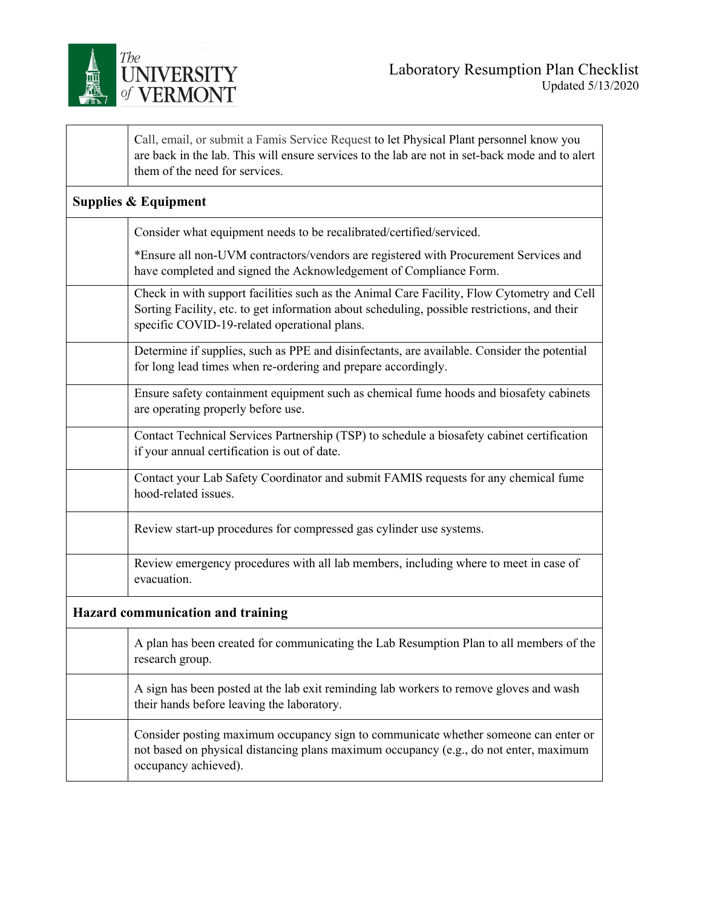| | |
|---|---|
| | Call, email, or submit a Famis Service Request to let Physical Plant personnel know you are back in the lab. This will ensure services to the lab are not in set-back mode and to alert them of the need for services. |
| **Supplies & Equipment** | |
| | Consider what equipment needs to be recalibrated/certified/serviced. *Ensure all non-UVM contractors/vendors are registered with Procurement Services and have completed and signed the Acknowledgement of Compliance Form. |
| | Check in with support facilities such as the Animal Care Facility, Flow Cytometry and Cell Sorting Facility, etc. to get information about scheduling, possible restrictions, and their specific COVID-19-related operational plans. |
| | Determine if supplies, such as PPE and disinfectants, are available. Consider the potential for long lead times when re-ordering and prepare accordingly. |
| | Ensure safety containment equipment such as chemical fume hoods and biosafety cabinets are operating properly before use. |
| | Contact Technical Services Partnership (TSP) to schedule a biosafety cabinet certification if your annual certification is out of date. |
| | Contact your Lab Safety Coordinator and submit FAMIS requests for any chemical fume hood-related issues. |
| | Review start-up procedures for compressed gas cylinder use systems. |
| | Review emergency procedures with all lab members, including where to meet in case of evacuation. |
| **Hazard communication and training** | |
| | A plan has been created for communicating the Lab Resumption Plan to all members of the research group. |
| | A sign has been posted at the lab exit reminding lab workers to remove gloves and wash their hands before leaving the laboratory. |
| | Consider posting maximum occupancy sign to communicate whether someone can enter or not based on physical distancing plans maximum occupancy (e.g., do not enter, maximum occupancy achieved). |